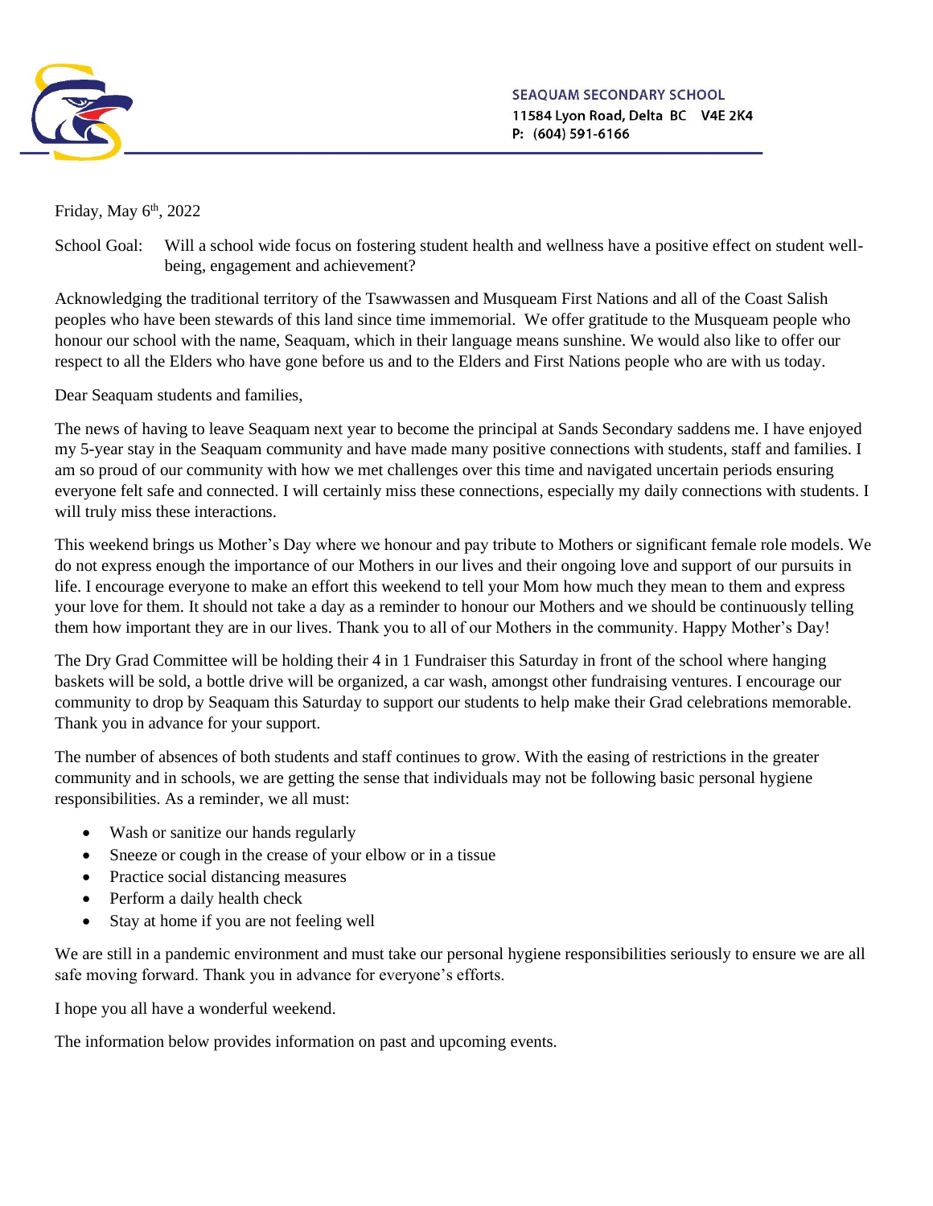**SEAQUAM SECONDARY SCHOOL**
11584 Lyon Road, Delta BC V4E 2K4
P: (604) 591-6166

Friday, May 6th, 2022

School Goal: Will a school wide focus on fostering student health and wellness have a positive effect on student well-being, engagement and achievement?

Acknowledging the traditional territory of the Tsawwassen and Musqueam First Nations and all of the Coast Salish peoples who have been stewards of this land since time immemorial. We offer gratitude to the Musqueam people who honour our school with the name, Seaquam, which in their language means sunshine. We would also like to offer our respect to all the Elders who have gone before us and to the Elders and First Nations people who are with us today.

Dear Seaquam students and families,

The news of having to leave Seaquam next year to become the principal at Sands Secondary saddens me. I have enjoyed my 5-year stay in the Seaquam community and have made many positive connections with students, staff and families. I am so proud of our community with how we met challenges over this time and navigated uncertain periods ensuring everyone felt safe and connected. I will certainly miss these connections, especially my daily connections with students. I will truly miss these interactions.

This weekend brings us Mother's Day where we honour and pay tribute to Mothers or significant female role models. We do not express enough the importance of our Mothers in our lives and their ongoing love and support of our pursuits in life. I encourage everyone to make an effort this weekend to tell your Mom how much they mean to them and express your love for them. It should not take a day as a reminder to honour our Mothers and we should be continuously telling them how important they are in our lives. Thank you to all of our Mothers in the community. Happy Mother's Day!

The Dry Grad Committee will be holding their 4 in 1 Fundraiser this Saturday in front of the school where hanging baskets will be sold, a bottle drive will be organized, a car wash, amongst other fundraising ventures. I encourage our community to drop by Seaquam this Saturday to support our students to help make their Grad celebrations memorable. Thank you in advance for your support.

The number of absences of both students and staff continues to grow. With the easing of restrictions in the greater community and in schools, we are getting the sense that individuals may not be following basic personal hygiene responsibilities. As a reminder, we all must:

- Wash or sanitize our hands regularly
- Sneeze or cough in the crease of your elbow or in a tissue
- Practice social distancing measures
- Perform a daily health check
- Stay at home if you are not feeling well

We are still in a pandemic environment and must take our personal hygiene responsibilities seriously to ensure we are all safe moving forward. Thank you in advance for everyone's efforts.

I hope you all have a wonderful weekend.

The information below provides information on past and upcoming events.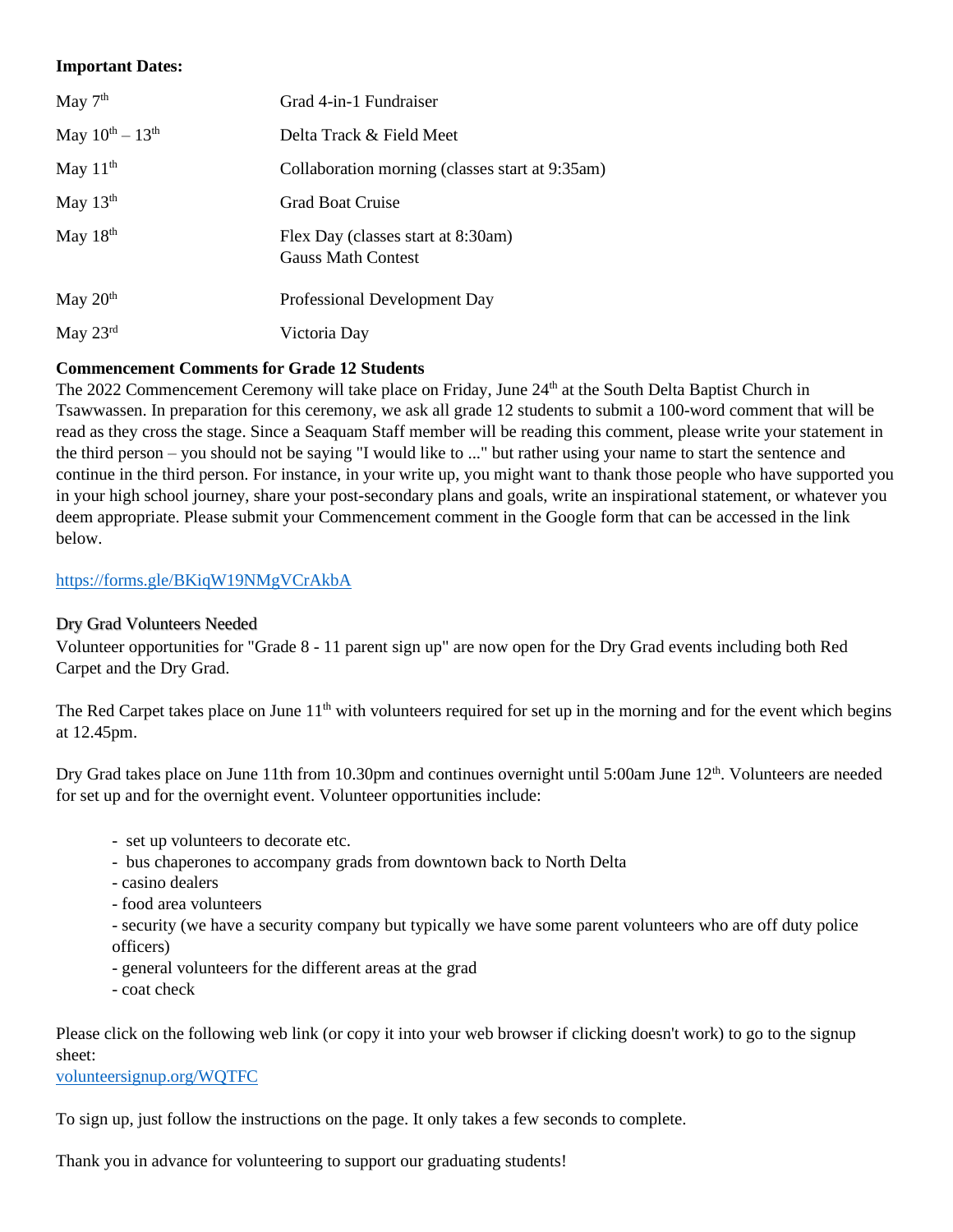**Important Dates:**

| | |
|---|---|
| May 7th | Grad 4-in-1 Fundraiser |
| May 10th – 13th | Delta Track & Field Meet |
| May 11th | Collaboration morning (classes start at 9:35am) |
| May 13th | Grad Boat Cruise |
| May 18th | Flex Day (classes start at 8:30am)<br>Gauss Math Contest |
| May 20th | Professional Development Day |
| May 23rd | Victoria Day |

**Commencement Comments for Grade 12 Students**

The 2022 Commencement Ceremony will take place on Friday, June 24th at the South Delta Baptist Church in Tsawwassen. In preparation for this ceremony, we ask all grade 12 students to submit a 100-word comment that will be read as they cross the stage. Since a Seaquam Staff member will be reading this comment, please write your statement in the third person – you should not be saying "I would like to ..." but rather using your name to start the sentence and continue in the third person. For instance, in your write up, you might want to thank those people who have supported you in your high school journey, share your post-secondary plans and goals, write an inspirational statement, or whatever you deem appropriate. Please submit your Commencement comment in the Google form that can be accessed in the link below.

https://forms.gle/BKiqW19NMgVCrAkbA

Dry Grad Volunteers Needed

Volunteer opportunities for "Grade 8 - 11 parent sign up" are now open for the Dry Grad events including both Red Carpet and the Dry Grad.

The Red Carpet takes place on June 11th with volunteers required for set up in the morning and for the event which begins at 12.45pm.

Dry Grad takes place on June 11th from 10.30pm and continues overnight until 5:00am June 12th. Volunteers are needed for set up and for the overnight event. Volunteer opportunities include:

- set up volunteers to decorate etc.
- bus chaperones to accompany grads from downtown back to North Delta
- casino dealers
- food area volunteers
- security (we have a security company but typically we have some parent volunteers who are off duty police officers)
- general volunteers for the different areas at the grad
- coat check

Please click on the following web link (or copy it into your web browser if clicking doesn't work) to go to the signup sheet:
volunteersignup.org/WQTFC

To sign up, just follow the instructions on the page. It only takes a few seconds to complete.

Thank you in advance for volunteering to support our graduating students!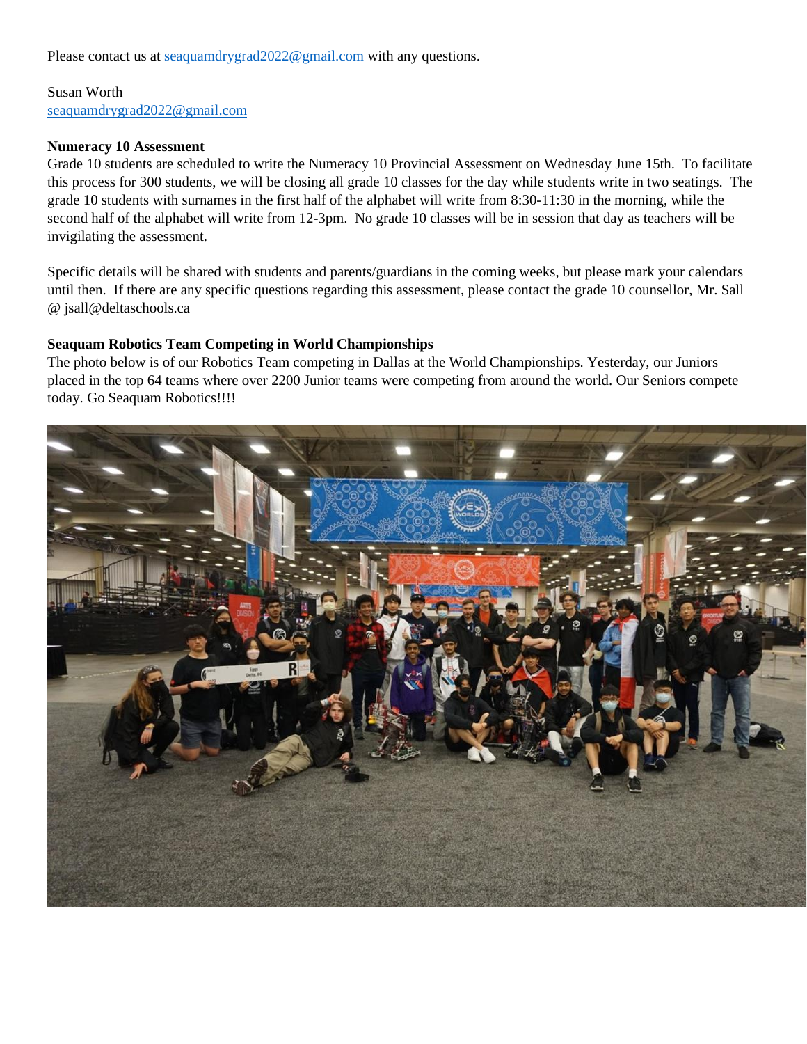Please contact us at seaquamdrygrad2022@gmail.com with any questions.

Susan Worth
seaquamdrygrad2022@gmail.com

**Numeracy 10 Assessment**

Grade 10 students are scheduled to write the Numeracy 10 Provincial Assessment on Wednesday June 15th. To facilitate this process for 300 students, we will be closing all grade 10 classes for the day while students write in two seatings. The grade 10 students with surnames in the first half of the alphabet will write from 8:30-11:30 in the morning, while the second half of the alphabet will write from 12-3pm. No grade 10 classes will be in session that day as teachers will be invigilating the assessment.

Specific details will be shared with students and parents/guardians in the coming weeks, but please mark your calendars until then. If there are any specific questions regarding this assessment, please contact the grade 10 counsellor, Mr. Sall @ jsall@deltaschools.ca

**Seaquam Robotics Team Competing in World Championships**

The photo below is of our Robotics Team competing in Dallas at the World Championships. Yesterday, our Juniors placed in the top 64 teams where over 2200 Junior teams were competing from around the world. Our Seniors compete today. Go Seaquam Robotics!!!!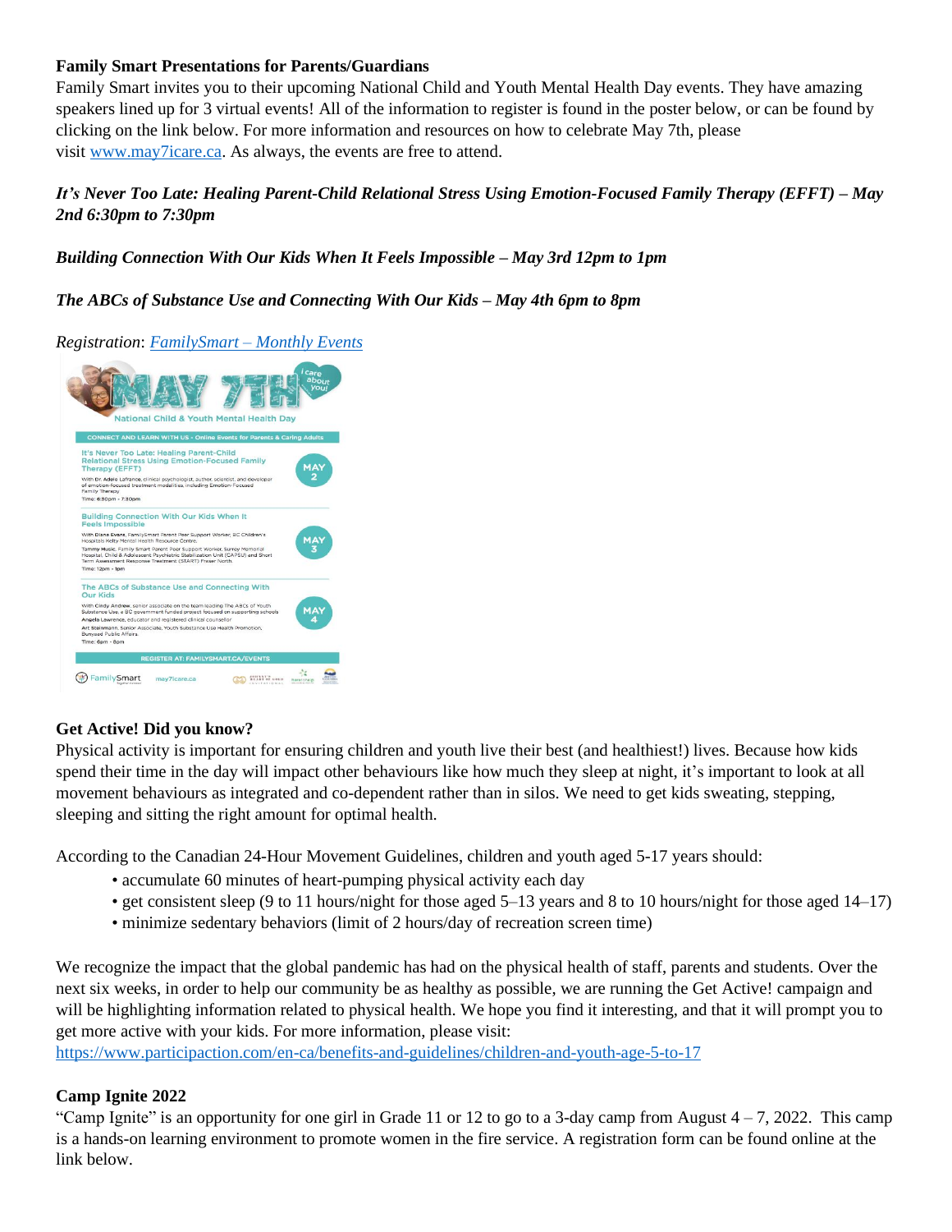**Family Smart Presentations for Parents/Guardians**

Family Smart invites you to their upcoming National Child and Youth Mental Health Day events. They have amazing speakers lined up for 3 virtual events! All of the information to register is found in the poster below, or can be found by clicking on the link below. For more information and resources on how to celebrate May 7th, please visit [www.may7icare.ca](www.may7icare.ca). As always, the events are free to attend.

***It's Never Too Late: Healing Parent-Child Relational Stress Using Emotion-Focused Family Therapy (EFFT) – May 2nd 6:30pm to 7:30pm***

***Building Connection With Our Kids When It Feels Impossible – May 3rd 12pm to 1pm***

***The ABCs of Substance Use and Connecting With Our Kids – May 4th 6pm to 8pm***

*Registration*: [*FamilySmart – Monthly Events*](#)

**Get Active! Did you know?**

Physical activity is important for ensuring children and youth live their best (and healthiest!) lives. Because how kids spend their time in the day will impact other behaviours like how much they sleep at night, it's important to look at all movement behaviours as integrated and co-dependent rather than in silos. We need to get kids sweating, stepping, sleeping and sitting the right amount for optimal health.

According to the Canadian 24-Hour Movement Guidelines, children and youth aged 5-17 years should:

- accumulate 60 minutes of heart-pumping physical activity each day
- get consistent sleep (9 to 11 hours/night for those aged 5–13 years and 8 to 10 hours/night for those aged 14–17)
- minimize sedentary behaviors (limit of 2 hours/day of recreation screen time)

We recognize the impact that the global pandemic has had on the physical health of staff, parents and students. Over the next six weeks, in order to help our community be as healthy as possible, we are running the Get Active! campaign and will be highlighting information related to physical health. We hope you find it interesting, and that it will prompt you to get more active with your kids. For more information, please visit: [https://www.participaction.com/en-ca/benefits-and-guidelines/children-and-youth-age-5-to-17](https://www.participaction.com/en-ca/benefits-and-guidelines/children-and-youth-age-5-to-17)

**Camp Ignite 2022**

"Camp Ignite" is an opportunity for one girl in Grade 11 or 12 to go to a 3-day camp from August 4 – 7, 2022. This camp is a hands-on learning environment to promote women in the fire service. A registration form can be found online at the link below.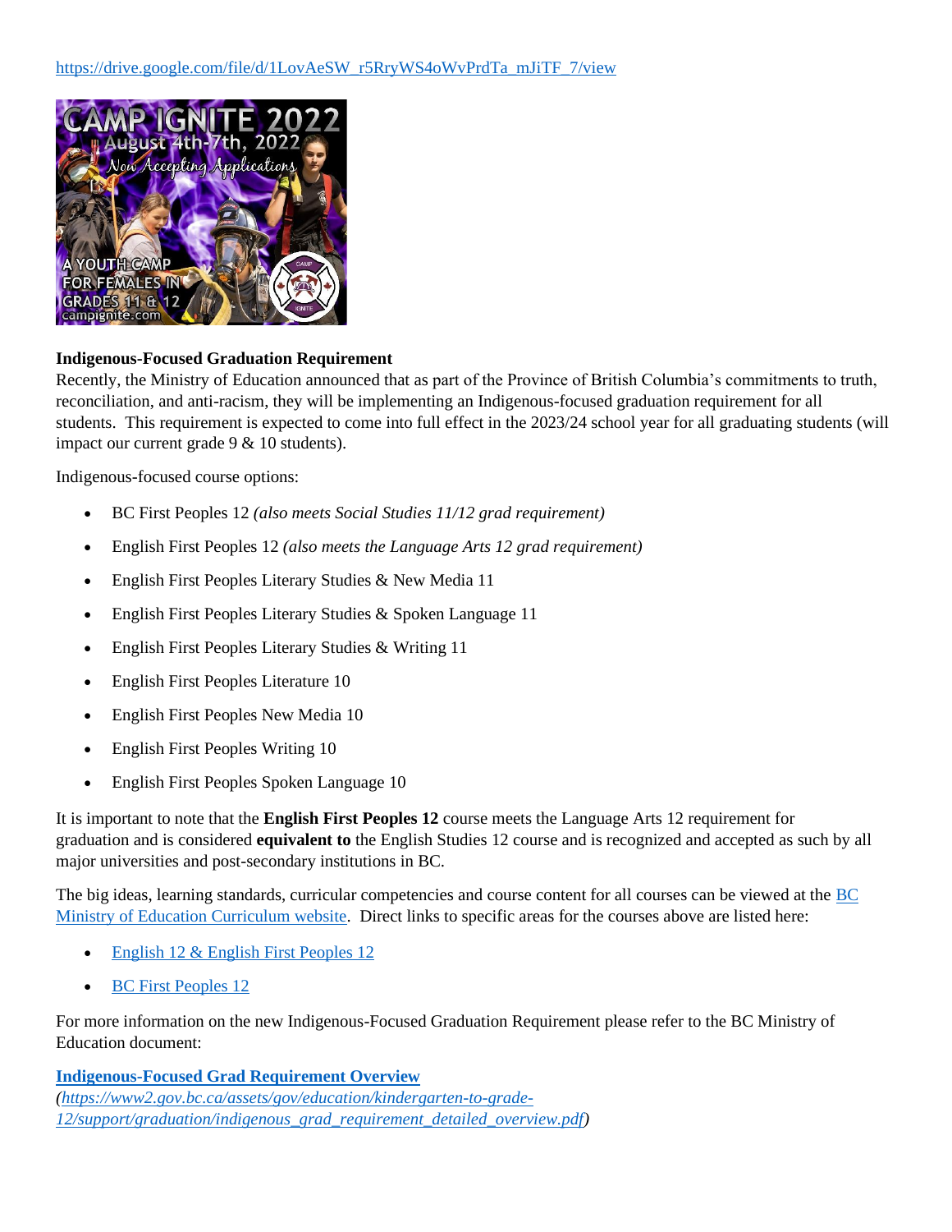https://drive.google.com/file/d/1LovAeSW_r5RryWS4oWvPrdTa_mJiTF_7/view

CAMP IGNITE 2022
August 4th-7th, 2022
Now Accepting Applications
A YOUTH CAMP FOR FEMALES IN GRADES 11 & 12
campignite.com

**Indigenous-Focused Graduation Requirement**

Recently, the Ministry of Education announced that as part of the Province of British Columbia's commitments to truth, reconciliation, and anti-racism, they will be implementing an Indigenous-focused graduation requirement for all students. This requirement is expected to come into full effect in the 2023/24 school year for all graduating students (will impact our current grade 9 & 10 students).

Indigenous-focused course options:

- BC First Peoples 12 *(also meets Social Studies 11/12 grad requirement)*
- English First Peoples 12 *(also meets the Language Arts 12 grad requirement)*
- English First Peoples Literary Studies & New Media 11
- English First Peoples Literary Studies & Spoken Language 11
- English First Peoples Literary Studies & Writing 11
- English First Peoples Literature 10
- English First Peoples New Media 10
- English First Peoples Writing 10
- English First Peoples Spoken Language 10

It is important to note that the **English First Peoples 12** course meets the Language Arts 12 requirement for graduation and is considered **equivalent to** the English Studies 12 course and is recognized and accepted as such by all major universities and post-secondary institutions in BC.

The big ideas, learning standards, curricular competencies and course content for all courses can be viewed at the BC Ministry of Education Curriculum website. Direct links to specific areas for the courses above are listed here:

- English 12 & English First Peoples 12
- BC First Peoples 12

For more information on the new Indigenous-Focused Graduation Requirement please refer to the BC Ministry of Education document:

**Indigenous-Focused Grad Requirement Overview**
*(https://www2.gov.bc.ca/assets/gov/education/kindergarten-to-grade-12/support/graduation/indigenous_grad_requirement_detailed_overview.pdf)*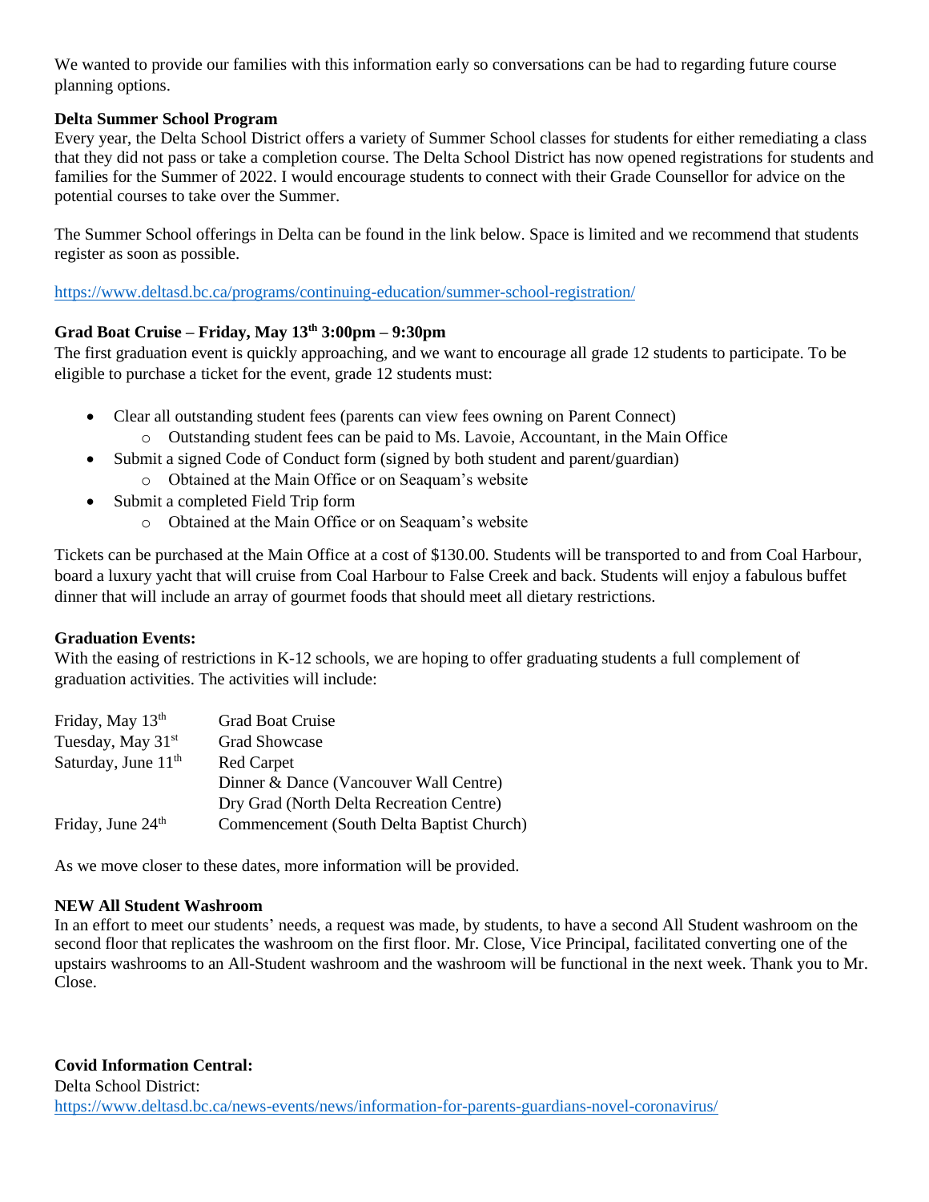We wanted to provide our families with this information early so conversations can be had to regarding future course planning options.

**Delta Summer School Program**
Every year, the Delta School District offers a variety of Summer School classes for students for either remediating a class that they did not pass or take a completion course. The Delta School District has now opened registrations for students and families for the Summer of 2022. I would encourage students to connect with their Grade Counsellor for advice on the potential courses to take over the Summer.

The Summer School offerings in Delta can be found in the link below. Space is limited and we recommend that students register as soon as possible.

https://www.deltasd.bc.ca/programs/continuing-education/summer-school-registration/

**Grad Boat Cruise – Friday, May 13th 3:00pm – 9:30pm**
The first graduation event is quickly approaching, and we want to encourage all grade 12 students to participate. To be eligible to purchase a ticket for the event, grade 12 students must:

- Clear all outstanding student fees (parents can view fees owning on Parent Connect)
  - Outstanding student fees can be paid to Ms. Lavoie, Accountant, in the Main Office
- Submit a signed Code of Conduct form (signed by both student and parent/guardian)
  - Obtained at the Main Office or on Seaquam's website
- Submit a completed Field Trip form
  - Obtained at the Main Office or on Seaquam's website

Tickets can be purchased at the Main Office at a cost of $130.00. Students will be transported to and from Coal Harbour, board a luxury yacht that will cruise from Coal Harbour to False Creek and back. Students will enjoy a fabulous buffet dinner that will include an array of gourmet foods that should meet all dietary restrictions.

**Graduation Events:**
With the easing of restrictions in K-12 schools, we are hoping to offer graduating students a full complement of graduation activities. The activities will include:

| | |
|---|---|
| Friday, May 13th | Grad Boat Cruise |
| Tuesday, May 31st | Grad Showcase |
| Saturday, June 11th | Red Carpet |
| | Dinner & Dance (Vancouver Wall Centre) |
| | Dry Grad (North Delta Recreation Centre) |
| Friday, June 24th | Commencement (South Delta Baptist Church) |

As we move closer to these dates, more information will be provided.

**NEW All Student Washroom**
In an effort to meet our students' needs, a request was made, by students, to have a second All Student washroom on the second floor that replicates the washroom on the first floor. Mr. Close, Vice Principal, facilitated converting one of the upstairs washrooms to an All-Student washroom and the washroom will be functional in the next week. Thank you to Mr. Close.

**Covid Information Central:**
Delta School District:
https://www.deltasd.bc.ca/news-events/news/information-for-parents-guardians-novel-coronavirus/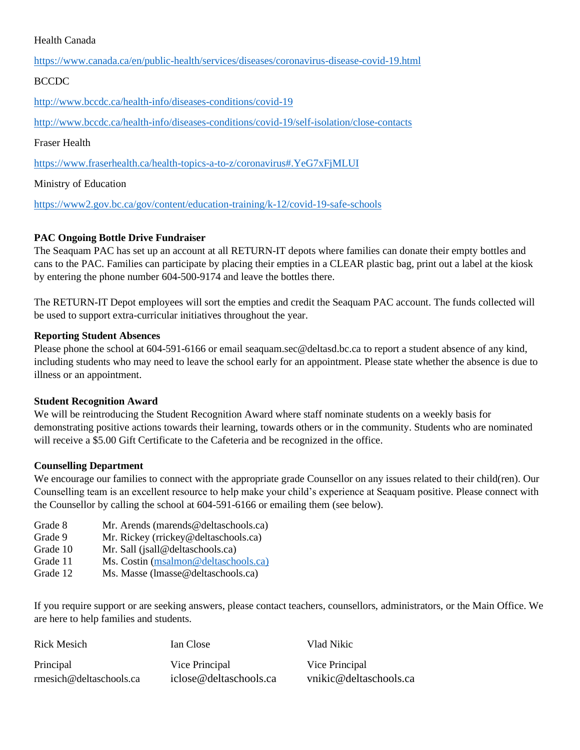Health Canada

https://www.canada.ca/en/public-health/services/diseases/coronavirus-disease-covid-19.html

BCCDC

http://www.bccdc.ca/health-info/diseases-conditions/covid-19

http://www.bccdc.ca/health-info/diseases-conditions/covid-19/self-isolation/close-contacts

Fraser Health

https://www.fraserhealth.ca/health-topics-a-to-z/coronavirus#.YeG7xFjMLUI

Ministry of Education

https://www2.gov.bc.ca/gov/content/education-training/k-12/covid-19-safe-schools

**PAC Ongoing Bottle Drive Fundraiser**

The Seaquam PAC has set up an account at all RETURN-IT depots where families can donate their empty bottles and cans to the PAC. Families can participate by placing their empties in a CLEAR plastic bag, print out a label at the kiosk by entering the phone number 604-500-9174 and leave the bottles there.

The RETURN-IT Depot employees will sort the empties and credit the Seaquam PAC account. The funds collected will be used to support extra-curricular initiatives throughout the year.

**Reporting Student Absences**

Please phone the school at 604-591-6166 or email seaquam.sec@deltasd.bc.ca to report a student absence of any kind, including students who may need to leave the school early for an appointment. Please state whether the absence is due to illness or an appointment.

**Student Recognition Award**

We will be reintroducing the Student Recognition Award where staff nominate students on a weekly basis for demonstrating positive actions towards their learning, towards others or in the community. Students who are nominated will receive a $5.00 Gift Certificate to the Cafeteria and be recognized in the office.

**Counselling Department**

We encourage our families to connect with the appropriate grade Counsellor on any issues related to their child(ren). Our Counselling team is an excellent resource to help make your child's experience at Seaquam positive. Please connect with the Counsellor by calling the school at 604-591-6166 or emailing them (see below).

| | |
|---|---|
| Grade 8 | Mr. Arends (marends@deltaschools.ca) |
| Grade 9 | Mr. Rickey (rrickey@deltaschools.ca) |
| Grade 10 | Mr. Sall (jsall@deltaschools.ca) |
| Grade 11 | Ms. Costin (msalmon@deltaschools.ca) |
| Grade 12 | Ms. Masse (lmasse@deltaschools.ca) |

If you require support or are seeking answers, please contact teachers, counsellors, administrators, or the Main Office. We are here to help families and students.

| | | |
|---|---|---|
| Rick Mesich | Ian Close | Vlad Nikic |
| Principal<br>rmesich@deltaschools.ca | Vice Principal<br>iclose@deltaschools.ca | Vice Principal<br>vnikic@deltaschools.ca |